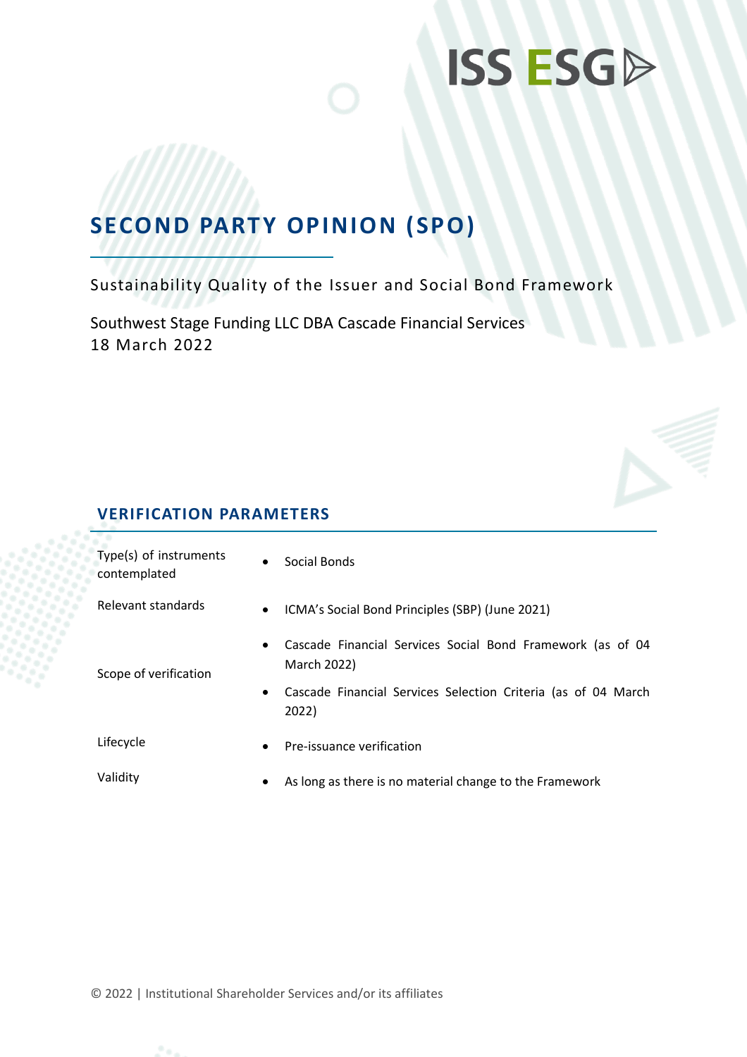ISS ESG

# SECOND PARTY OPINION (SPO)

Sustainability Quality of the Issuer and Social Bond Framework

Southwest Stage Funding LLC DBA Cascade Financial Services
18 March 2022

## VERIFICATION PARAMETERS

| | |
|---|---|
| Type(s) of instruments contemplated | • Social Bonds |
| Relevant standards | • ICMA's Social Bond Principles (SBP) (June 2021) |
| Scope of verification | • Cascade Financial Services Social Bond Framework (as of 04 March 2022)<br>• Cascade Financial Services Selection Criteria (as of 04 March 2022) |
| Lifecycle | • Pre-issuance verification |
| Validity | • As long as there is no material change to the Framework |

© 2022 | Institutional Shareholder Services and/or its affiliates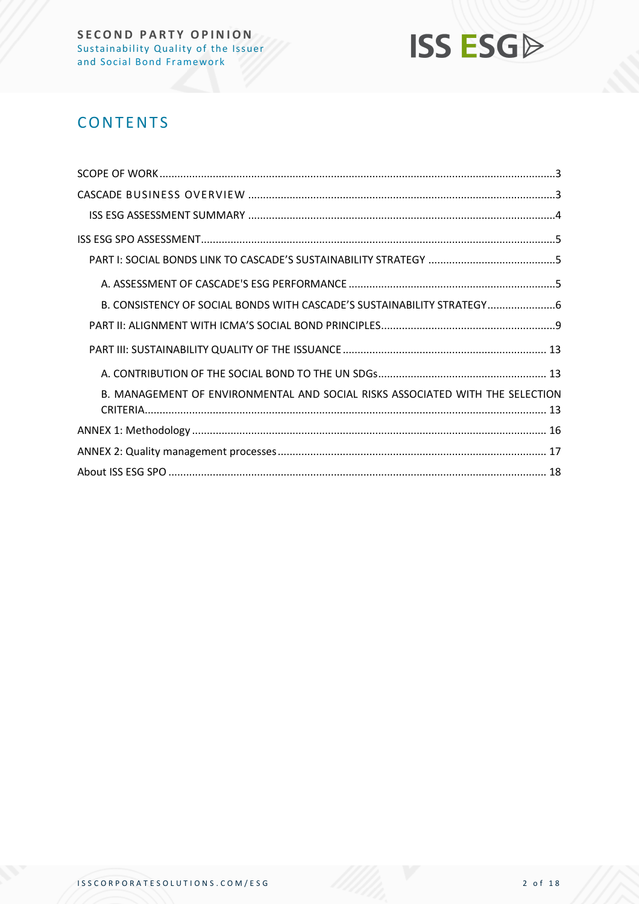## CONTENTS

SCOPE OF WORK ....................................................................................................................3
CASCADE BUSINESS OVERVIEW ......................................................................................3
ISS ESG ASSESSMENT SUMMARY .......................................................................................4
ISS ESG SPO ASSESSMENT...................................................................................................5
PART I: SOCIAL BONDS LINK TO CASCADE'S SUSTAINABILITY STRATEGY .............................................5
A. ASSESSMENT OF CASCADE'S ESG PERFORMANCE .....................................................................5
B. CONSISTENCY OF SOCIAL BONDS WITH CASCADE'S SUSTAINABILITY STRATEGY.......................6
PART II: ALIGNMENT WITH ICMA'S SOCIAL BOND PRINCIPLES..........................................................9
PART III: SUSTAINABILITY QUALITY OF THE ISSUANCE .................................................................... 13
A. CONTRIBUTION OF THE SOCIAL BOND TO THE UN SDGs......................................................... 13
B. MANAGEMENT OF ENVIRONMENTAL AND SOCIAL RISKS ASSOCIATED WITH THE SELECTION CRITERIA....................................................................................................................................... 13
ANNEX 1: Methodology ....................................................................................................... 16
ANNEX 2: Quality management processes .......................................................................... 17
About ISS ESG SPO .............................................................................................................. 18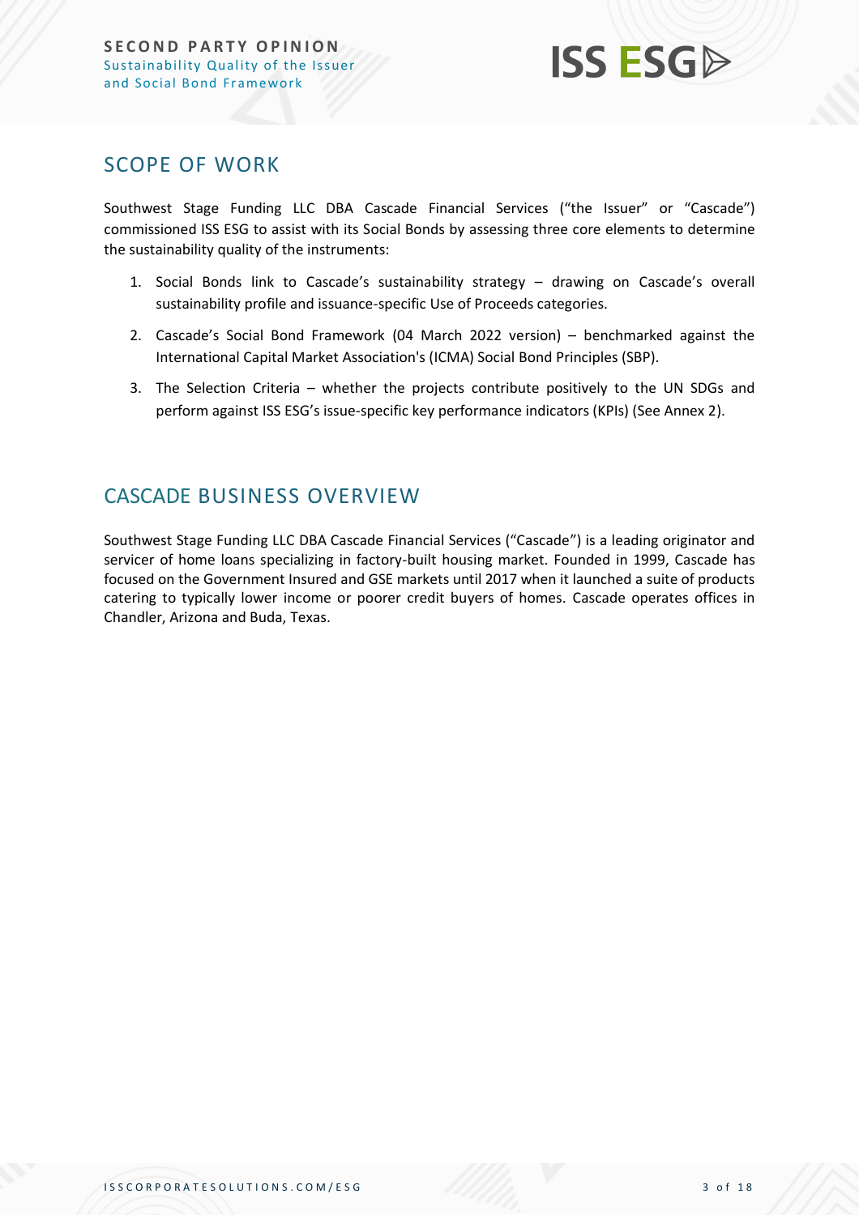## SCOPE OF WORK

Southwest Stage Funding LLC DBA Cascade Financial Services ("the Issuer" or "Cascade") commissioned ISS ESG to assist with its Social Bonds by assessing three core elements to determine the sustainability quality of the instruments:

1. Social Bonds link to Cascade's sustainability strategy – drawing on Cascade's overall sustainability profile and issuance-specific Use of Proceeds categories.
2. Cascade's Social Bond Framework (04 March 2022 version) – benchmarked against the International Capital Market Association's (ICMA) Social Bond Principles (SBP).
3. The Selection Criteria – whether the projects contribute positively to the UN SDGs and perform against ISS ESG's issue-specific key performance indicators (KPIs) (See Annex 2).

## CASCADE BUSINESS OVERVIEW

Southwest Stage Funding LLC DBA Cascade Financial Services ("Cascade") is a leading originator and servicer of home loans specializing in factory-built housing market. Founded in 1999, Cascade has focused on the Government Insured and GSE markets until 2017 when it launched a suite of products catering to typically lower income or poorer credit buyers of homes. Cascade operates offices in Chandler, Arizona and Buda, Texas.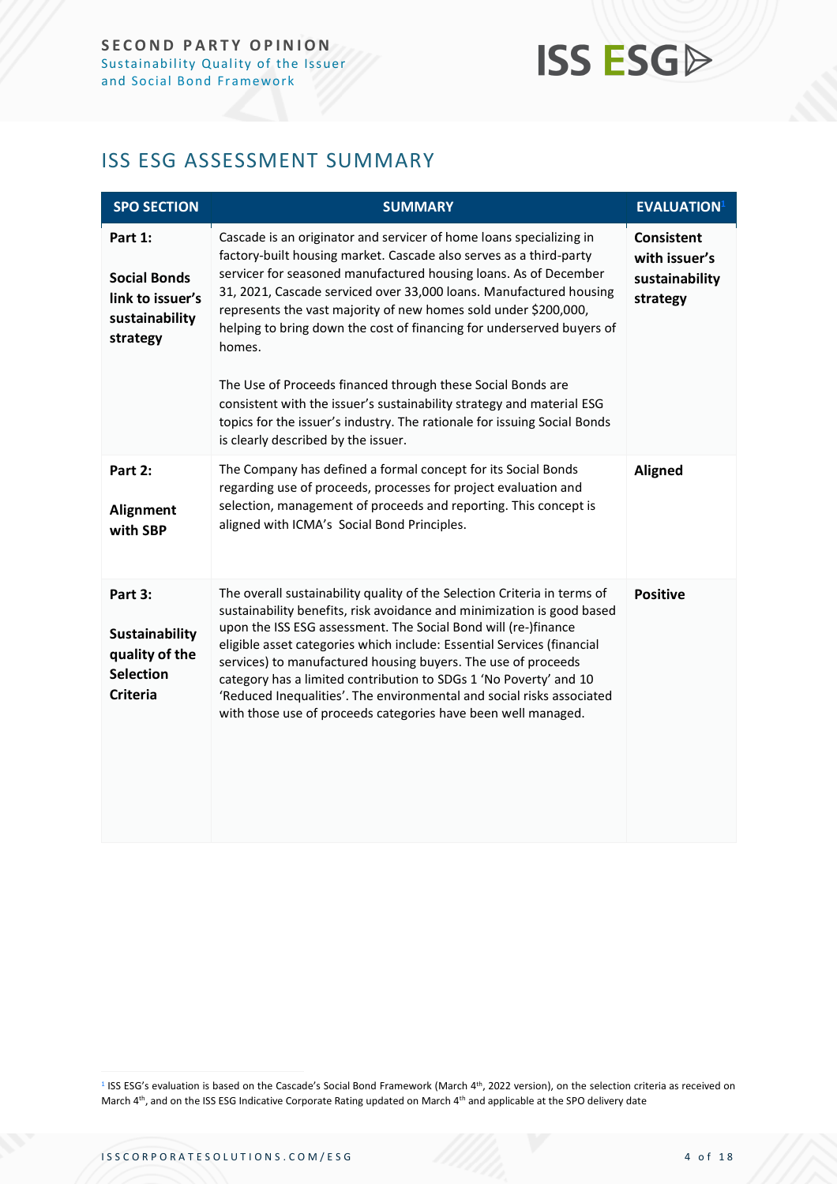## ISS ESG ASSESSMENT SUMMARY

| SPO SECTION | SUMMARY | EVALUATION[1] |
|---|---|---|
| **Part 1:** **Social Bonds link to issuer's sustainability strategy** | Cascade is an originator and servicer of home loans specializing in factory-built housing market. Cascade also serves as a third-party servicer for seasoned manufactured housing loans. As of December 31, 2021, Cascade serviced over 33,000 loans. Manufactured housing represents the vast majority of new homes sold under $200,000, helping to bring down the cost of financing for underserved buyers of homes. The Use of Proceeds financed through these Social Bonds are consistent with the issuer's sustainability strategy and material ESG topics for the issuer's industry. The rationale for issuing Social Bonds is clearly described by the issuer. | **Consistent with issuer's sustainability strategy** |
| **Part 2:** **Alignment with SBP** | The Company has defined a formal concept for its Social Bonds regarding use of proceeds, processes for project evaluation and selection, management of proceeds and reporting. This concept is aligned with ICMA's Social Bond Principles. | **Aligned** |
| **Part 3:** **Sustainability quality of the Selection Criteria** | The overall sustainability quality of the Selection Criteria in terms of sustainability benefits, risk avoidance and minimization is good based upon the ISS ESG assessment. The Social Bond will (re-)finance eligible asset categories which include: Essential Services (financial services) to manufactured housing buyers. The use of proceeds category has a limited contribution to SDGs 1 'No Poverty' and 10 'Reduced Inequalities'. The environmental and social risks associated with those use of proceeds categories have been well managed. | **Positive** |

[1] ISS ESG's evaluation is based on the Cascade's Social Bond Framework (March 4th, 2022 version), on the selection criteria as received on March 4th, and on the ISS ESG Indicative Corporate Rating updated on March 4th and applicable at the SPO delivery date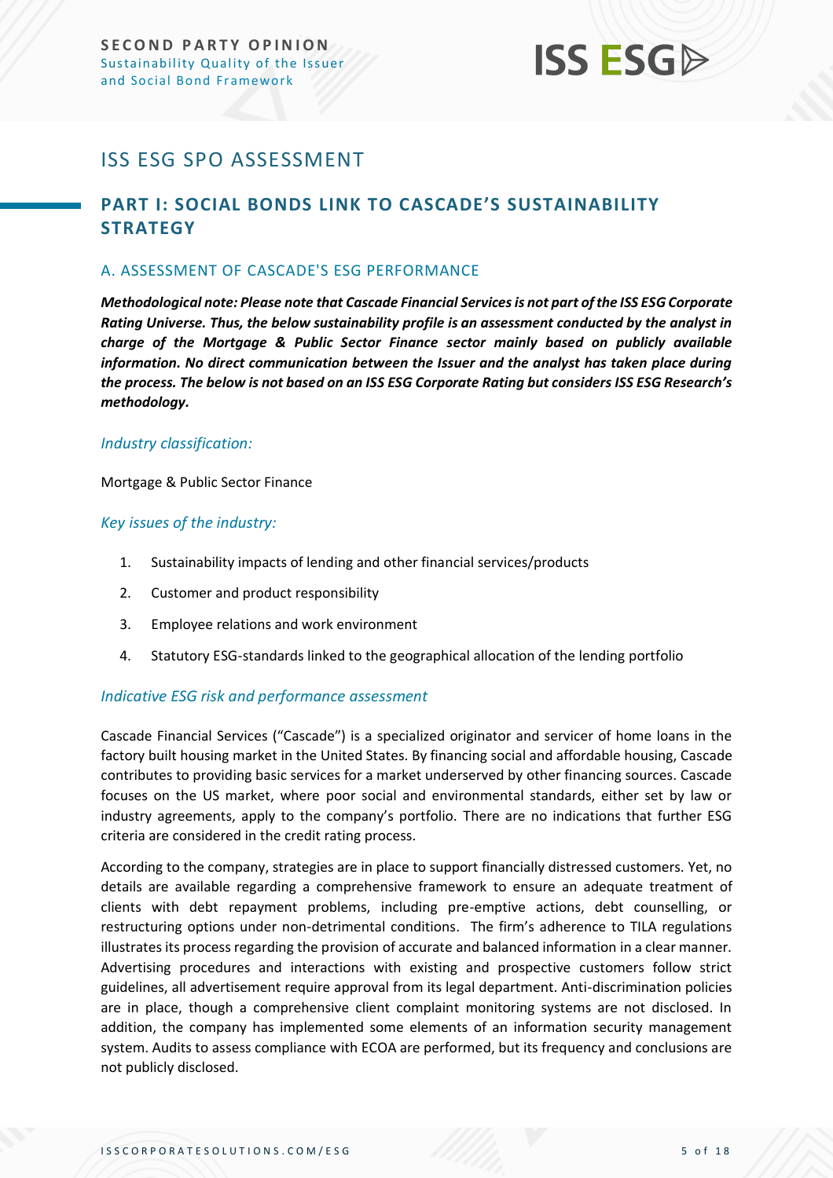# ISS ESG SPO ASSESSMENT

## PART I: SOCIAL BONDS LINK TO CASCADE'S SUSTAINABILITY STRATEGY

### A. ASSESSMENT OF CASCADE'S ESG PERFORMANCE

***Methodological note: Please note that Cascade Financial Services is not part of the ISS ESG Corporate Rating Universe. Thus, the below sustainability profile is an assessment conducted by the analyst in charge of the Mortgage & Public Sector Finance sector mainly based on publicly available information. No direct communication between the Issuer and the analyst has taken place during the process. The below is not based on an ISS ESG Corporate Rating but considers ISS ESG Research's methodology.***

*Industry classification:*

Mortgage & Public Sector Finance

*Key issues of the industry:*

1. Sustainability impacts of lending and other financial services/products
2. Customer and product responsibility
3. Employee relations and work environment
4. Statutory ESG-standards linked to the geographical allocation of the lending portfolio

*Indicative ESG risk and performance assessment*

Cascade Financial Services ("Cascade") is a specialized originator and servicer of home loans in the factory built housing market in the United States. By financing social and affordable housing, Cascade contributes to providing basic services for a market underserved by other financing sources. Cascade focuses on the US market, where poor social and environmental standards, either set by law or industry agreements, apply to the company's portfolio. There are no indications that further ESG criteria are considered in the credit rating process.

According to the company, strategies are in place to support financially distressed customers. Yet, no details are available regarding a comprehensive framework to ensure an adequate treatment of clients with debt repayment problems, including pre-emptive actions, debt counselling, or restructuring options under non-detrimental conditions. The firm's adherence to TILA regulations illustrates its process regarding the provision of accurate and balanced information in a clear manner. Advertising procedures and interactions with existing and prospective customers follow strict guidelines, all advertisement require approval from its legal department. Anti-discrimination policies are in place, though a comprehensive client complaint monitoring systems are not disclosed. In addition, the company has implemented some elements of an information security management system. Audits to assess compliance with ECOA are performed, but its frequency and conclusions are not publicly disclosed.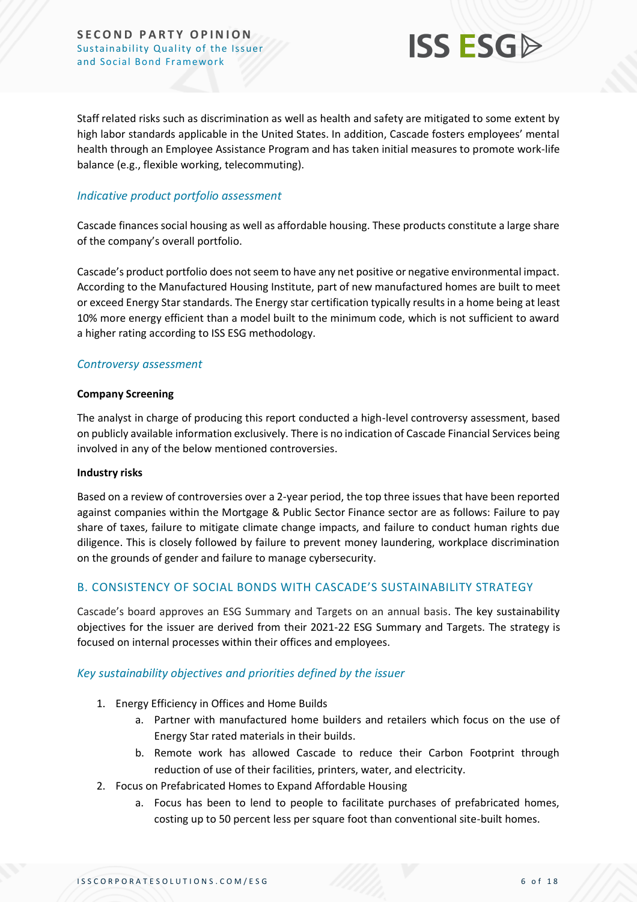Staff related risks such as discrimination as well as health and safety are mitigated to some extent by high labor standards applicable in the United States. In addition, Cascade fosters employees' mental health through an Employee Assistance Program and has taken initial measures to promote work-life balance (e.g., flexible working, telecommuting).

### *Indicative product portfolio assessment*

Cascade finances social housing as well as affordable housing. These products constitute a large share of the company's overall portfolio.

Cascade's product portfolio does not seem to have any net positive or negative environmental impact. According to the Manufactured Housing Institute, part of new manufactured homes are built to meet or exceed Energy Star standards. The Energy star certification typically results in a home being at least 10% more energy efficient than a model built to the minimum code, which is not sufficient to award a higher rating according to ISS ESG methodology.

### *Controversy assessment*

**Company Screening**

The analyst in charge of producing this report conducted a high-level controversy assessment, based on publicly available information exclusively. There is no indication of Cascade Financial Services being involved in any of the below mentioned controversies.

**Industry risks**

Based on a review of controversies over a 2-year period, the top three issues that have been reported against companies within the Mortgage & Public Sector Finance sector are as follows: Failure to pay share of taxes, failure to mitigate climate change impacts, and failure to conduct human rights due diligence. This is closely followed by failure to prevent money laundering, workplace discrimination on the grounds of gender and failure to manage cybersecurity.

## B. CONSISTENCY OF SOCIAL BONDS WITH CASCADE'S SUSTAINABILITY STRATEGY

Cascade's board approves an ESG Summary and Targets on an annual basis. The key sustainability objectives for the issuer are derived from their 2021-22 ESG Summary and Targets. The strategy is focused on internal processes within their offices and employees.

### *Key sustainability objectives and priorities defined by the issuer*

1. Energy Efficiency in Offices and Home Builds
   a. Partner with manufactured home builders and retailers which focus on the use of Energy Star rated materials in their builds.
   b. Remote work has allowed Cascade to reduce their Carbon Footprint through reduction of use of their facilities, printers, water, and electricity.
2. Focus on Prefabricated Homes to Expand Affordable Housing
   a. Focus has been to lend to people to facilitate purchases of prefabricated homes, costing up to 50 percent less per square foot than conventional site-built homes.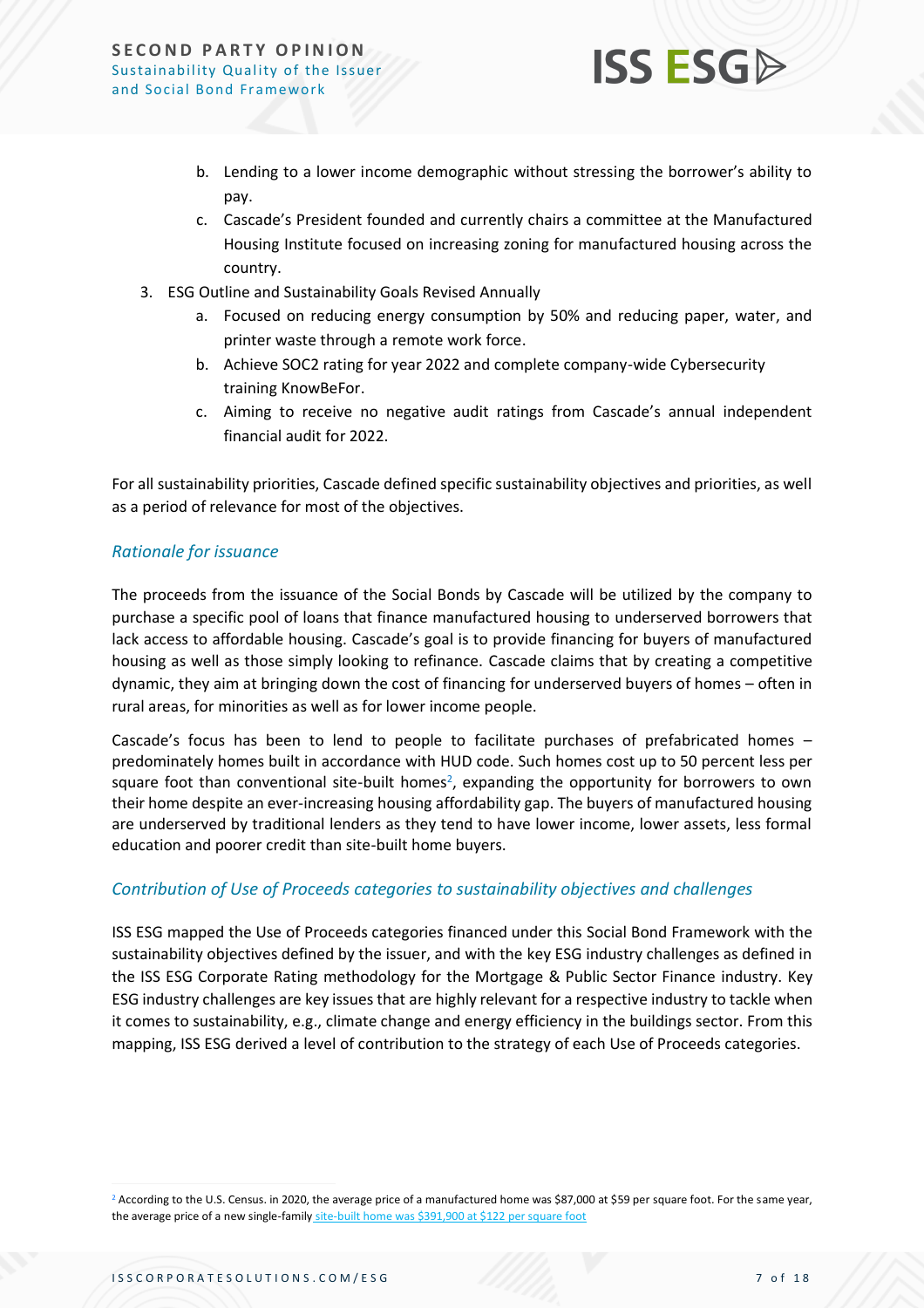b. Lending to a lower income demographic without stressing the borrower's ability to pay.
c. Cascade's President founded and currently chairs a committee at the Manufactured Housing Institute focused on increasing zoning for manufactured housing across the country.

3. ESG Outline and Sustainability Goals Revised Annually
    a. Focused on reducing energy consumption by 50% and reducing paper, water, and printer waste through a remote work force.
    b. Achieve SOC2 rating for year 2022 and complete company-wide Cybersecurity training KnowBeFor.
    c. Aiming to receive no negative audit ratings from Cascade's annual independent financial audit for 2022.

For all sustainability priorities, Cascade defined specific sustainability objectives and priorities, as well as a period of relevance for most of the objectives.

### *Rationale for issuance*

The proceeds from the issuance of the Social Bonds by Cascade will be utilized by the company to purchase a specific pool of loans that finance manufactured housing to underserved borrowers that lack access to affordable housing. Cascade's goal is to provide financing for buyers of manufactured housing as well as those simply looking to refinance. Cascade claims that by creating a competitive dynamic, they aim at bringing down the cost of financing for underserved buyers of homes – often in rural areas, for minorities as well as for lower income people.

Cascade's focus has been to lend to people to facilitate purchases of prefabricated homes – predominately homes built in accordance with HUD code. Such homes cost up to 50 percent less per square foot than conventional site-built homes[2], expanding the opportunity for borrowers to own their home despite an ever-increasing housing affordability gap. The buyers of manufactured housing are underserved by traditional lenders as they tend to have lower income, lower assets, less formal education and poorer credit than site-built home buyers.

### *Contribution of Use of Proceeds categories to sustainability objectives and challenges*

ISS ESG mapped the Use of Proceeds categories financed under this Social Bond Framework with the sustainability objectives defined by the issuer, and with the key ESG industry challenges as defined in the ISS ESG Corporate Rating methodology for the Mortgage & Public Sector Finance industry. Key ESG industry challenges are key issues that are highly relevant for a respective industry to tackle when it comes to sustainability, e.g., climate change and energy efficiency in the buildings sector. From this mapping, ISS ESG derived a level of contribution to the strategy of each Use of Proceeds categories.

---

[2] According to the U.S. Census. in 2020, the average price of a manufactured home was $87,000 at $59 per square foot. For the same year, the average price of a new single-family site-built home was $391,900 at $122 per square foot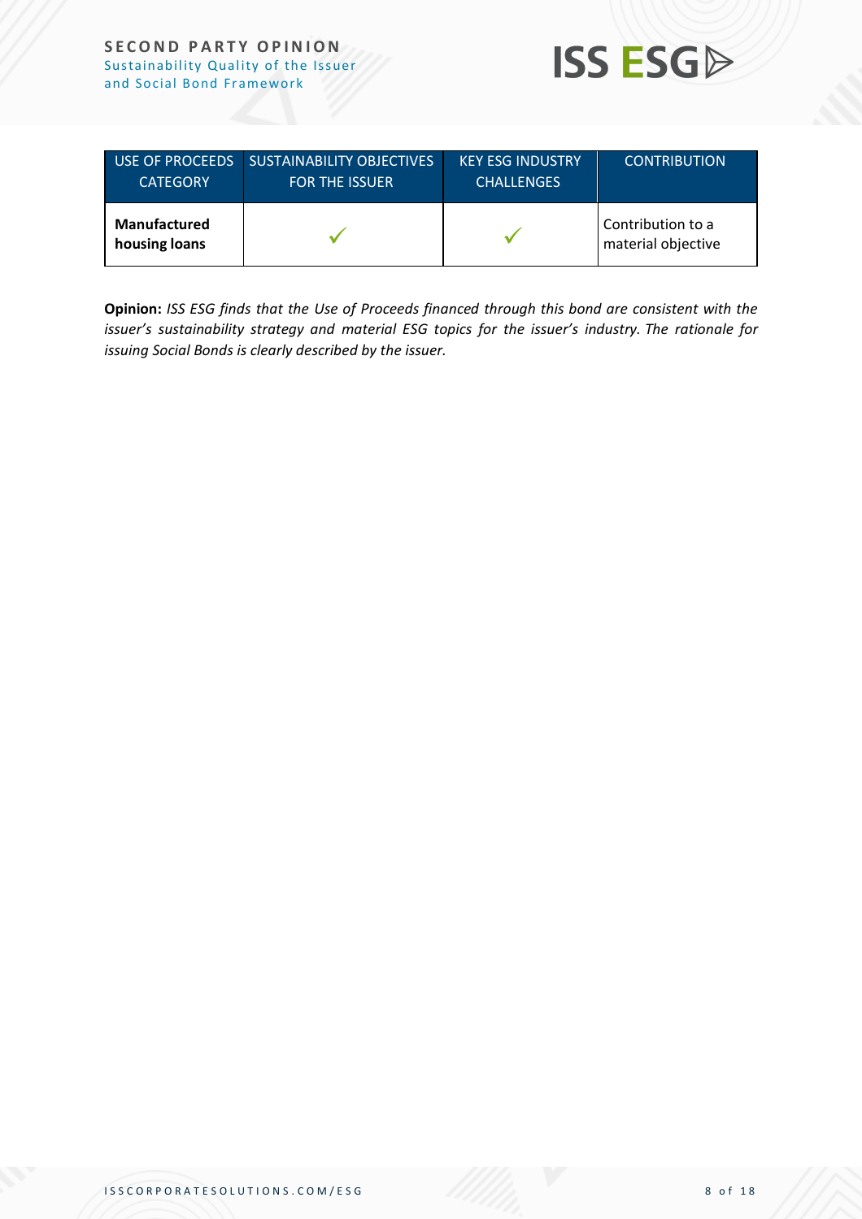| USE OF PROCEEDS CATEGORY | SUSTAINABILITY OBJECTIVES FOR THE ISSUER | KEY ESG INDUSTRY CHALLENGES | CONTRIBUTION |
|---|---|---|---|
| **Manufactured housing loans** | ✓ | ✓ | Contribution to a material objective |

**Opinion:** *ISS ESG finds that the Use of Proceeds financed through this bond are consistent with the issuer's sustainability strategy and material ESG topics for the issuer's industry. The rationale for issuing Social Bonds is clearly described by the issuer.*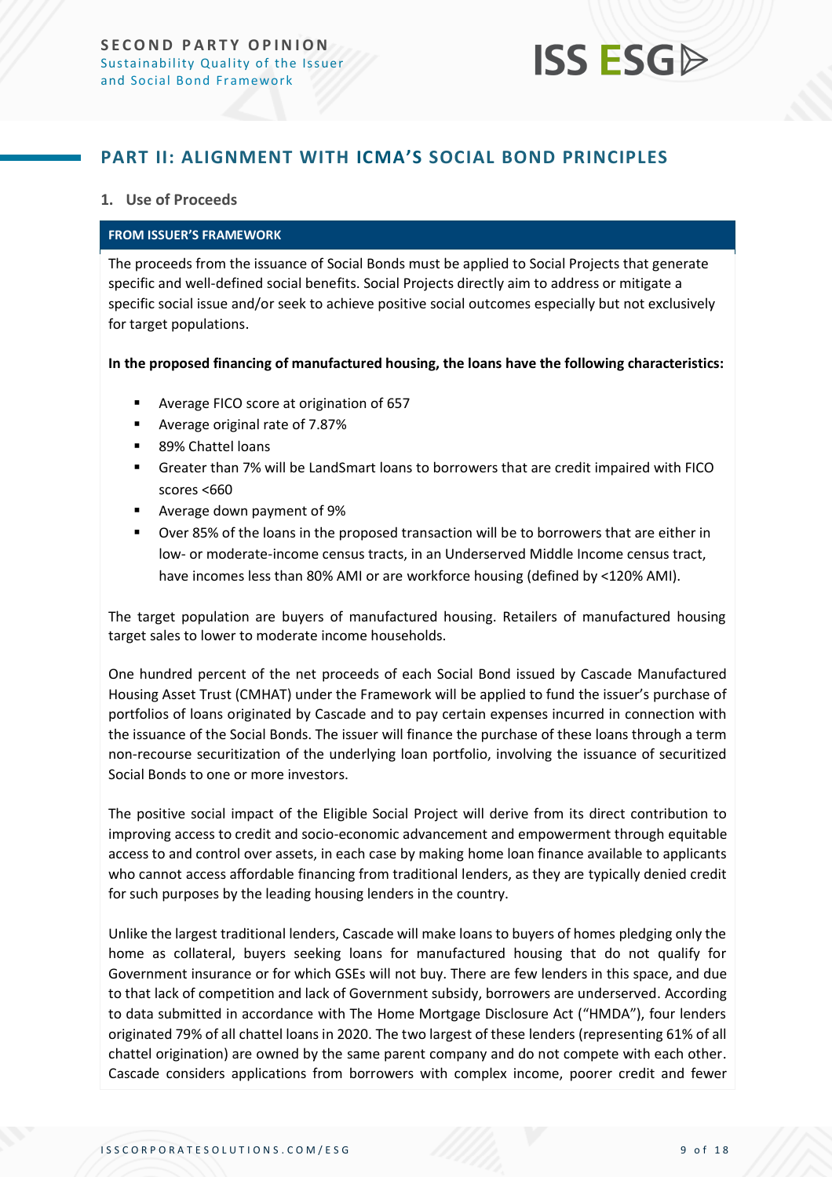## PART II: ALIGNMENT WITH ICMA'S SOCIAL BOND PRINCIPLES

### 1. Use of Proceeds

**FROM ISSUER'S FRAMEWORK**

The proceeds from the issuance of Social Bonds must be applied to Social Projects that generate specific and well-defined social benefits. Social Projects directly aim to address or mitigate a specific social issue and/or seek to achieve positive social outcomes especially but not exclusively for target populations.

**In the proposed financing of manufactured housing, the loans have the following characteristics:**

- Average FICO score at origination of 657
- Average original rate of 7.87%
- 89% Chattel loans
- Greater than 7% will be LandSmart loans to borrowers that are credit impaired with FICO scores <660
- Average down payment of 9%
- Over 85% of the loans in the proposed transaction will be to borrowers that are either in low- or moderate-income census tracts, in an Underserved Middle Income census tract, have incomes less than 80% AMI or are workforce housing (defined by <120% AMI).

The target population are buyers of manufactured housing. Retailers of manufactured housing target sales to lower to moderate income households.

One hundred percent of the net proceeds of each Social Bond issued by Cascade Manufactured Housing Asset Trust (CMHAT) under the Framework will be applied to fund the issuer's purchase of portfolios of loans originated by Cascade and to pay certain expenses incurred in connection with the issuance of the Social Bonds. The issuer will finance the purchase of these loans through a term non-recourse securitization of the underlying loan portfolio, involving the issuance of securitized Social Bonds to one or more investors.

The positive social impact of the Eligible Social Project will derive from its direct contribution to improving access to credit and socio-economic advancement and empowerment through equitable access to and control over assets, in each case by making home loan finance available to applicants who cannot access affordable financing from traditional lenders, as they are typically denied credit for such purposes by the leading housing lenders in the country.

Unlike the largest traditional lenders, Cascade will make loans to buyers of homes pledging only the home as collateral, buyers seeking loans for manufactured housing that do not qualify for Government insurance or for which GSEs will not buy. There are few lenders in this space, and due to that lack of competition and lack of Government subsidy, borrowers are underserved. According to data submitted in accordance with The Home Mortgage Disclosure Act ("HMDA"), four lenders originated 79% of all chattel loans in 2020. The two largest of these lenders (representing 61% of all chattel origination) are owned by the same parent company and do not compete with each other. Cascade considers applications from borrowers with complex income, poorer credit and fewer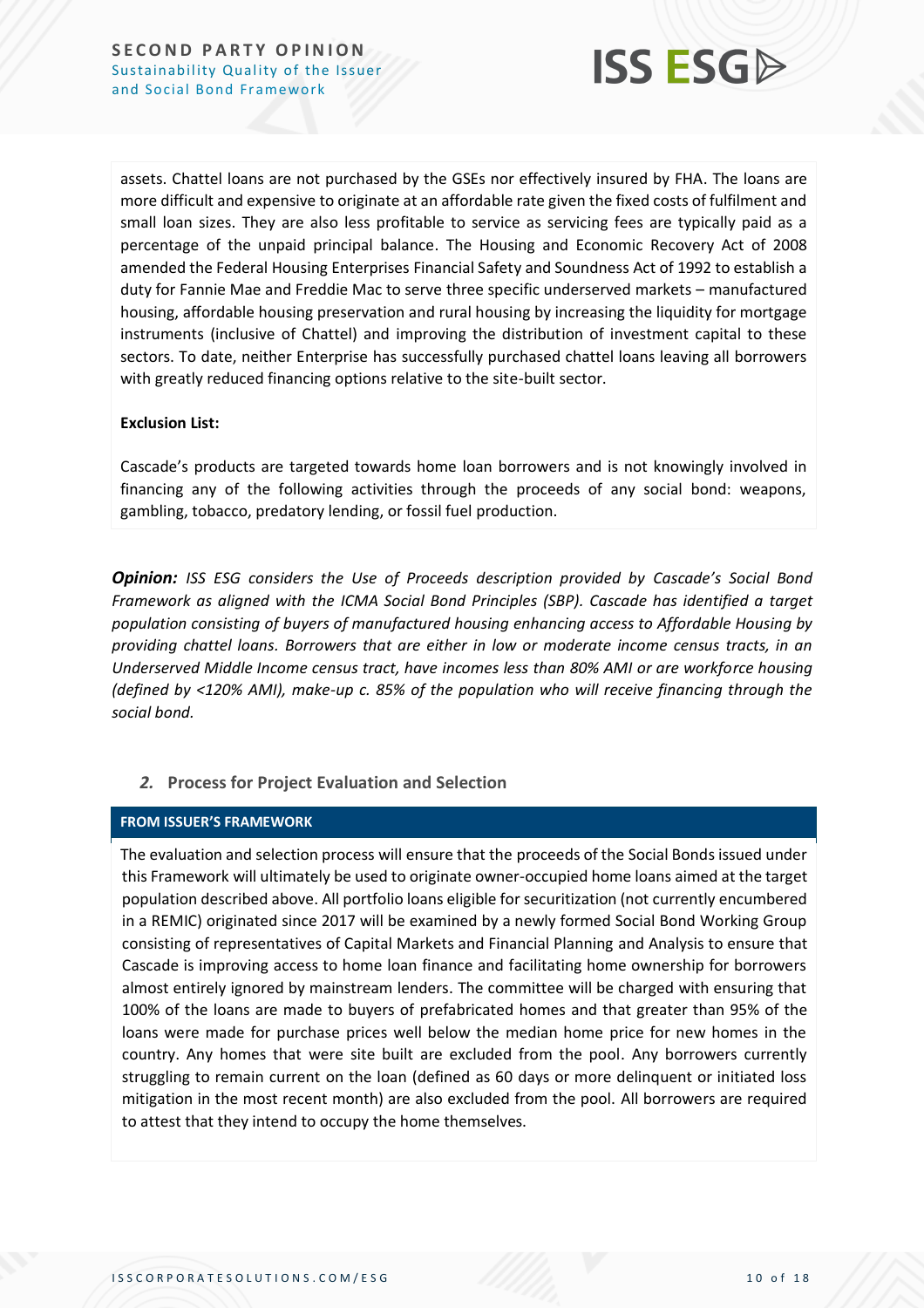assets. Chattel loans are not purchased by the GSEs nor effectively insured by FHA. The loans are more difficult and expensive to originate at an affordable rate given the fixed costs of fulfilment and small loan sizes. They are also less profitable to service as servicing fees are typically paid as a percentage of the unpaid principal balance. The Housing and Economic Recovery Act of 2008 amended the Federal Housing Enterprises Financial Safety and Soundness Act of 1992 to establish a duty for Fannie Mae and Freddie Mac to serve three specific underserved markets – manufactured housing, affordable housing preservation and rural housing by increasing the liquidity for mortgage instruments (inclusive of Chattel) and improving the distribution of investment capital to these sectors. To date, neither Enterprise has successfully purchased chattel loans leaving all borrowers with greatly reduced financing options relative to the site-built sector.

**Exclusion List:**

Cascade's products are targeted towards home loan borrowers and is not knowingly involved in financing any of the following activities through the proceeds of any social bond: weapons, gambling, tobacco, predatory lending, or fossil fuel production.

***Opinion:*** *ISS ESG considers the Use of Proceeds description provided by Cascade's Social Bond Framework as aligned with the ICMA Social Bond Principles (SBP). Cascade has identified a target population consisting of buyers of manufactured housing enhancing access to Affordable Housing by providing chattel loans. Borrowers that are either in low or moderate income census tracts, in an Underserved Middle Income census tract, have incomes less than 80% AMI or are workforce housing (defined by <120% AMI), make-up c. 85% of the population who will receive financing through the social bond.*

## *2.* Process for Project Evaluation and Selection

**FROM ISSUER'S FRAMEWORK**

The evaluation and selection process will ensure that the proceeds of the Social Bonds issued under this Framework will ultimately be used to originate owner-occupied home loans aimed at the target population described above. All portfolio loans eligible for securitization (not currently encumbered in a REMIC) originated since 2017 will be examined by a newly formed Social Bond Working Group consisting of representatives of Capital Markets and Financial Planning and Analysis to ensure that Cascade is improving access to home loan finance and facilitating home ownership for borrowers almost entirely ignored by mainstream lenders. The committee will be charged with ensuring that 100% of the loans are made to buyers of prefabricated homes and that greater than 95% of the loans were made for purchase prices well below the median home price for new homes in the country. Any homes that were site built are excluded from the pool. Any borrowers currently struggling to remain current on the loan (defined as 60 days or more delinquent or initiated loss mitigation in the most recent month) are also excluded from the pool. All borrowers are required to attest that they intend to occupy the home themselves.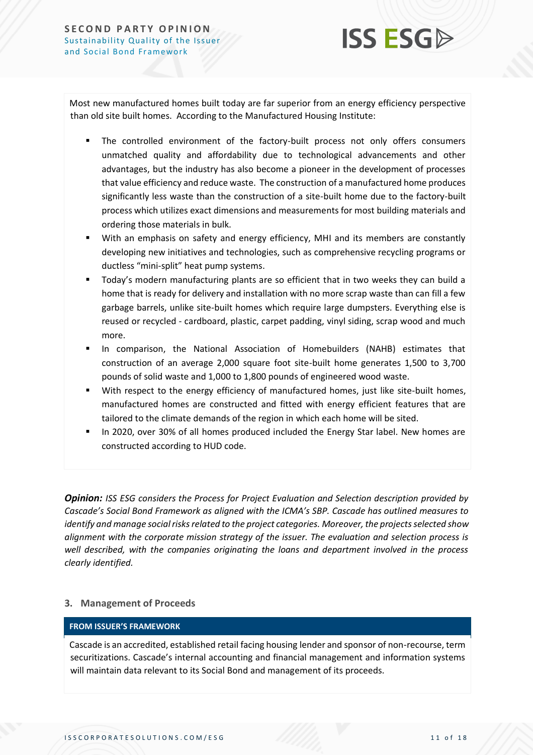Most new manufactured homes built today are far superior from an energy efficiency perspective than old site built homes. According to the Manufactured Housing Institute:

- The controlled environment of the factory-built process not only offers consumers unmatched quality and affordability due to technological advancements and other advantages, but the industry has also become a pioneer in the development of processes that value efficiency and reduce waste. The construction of a manufactured home produces significantly less waste than the construction of a site-built home due to the factory-built process which utilizes exact dimensions and measurements for most building materials and ordering those materials in bulk.
- With an emphasis on safety and energy efficiency, MHI and its members are constantly developing new initiatives and technologies, such as comprehensive recycling programs or ductless "mini-split" heat pump systems.
- Today's modern manufacturing plants are so efficient that in two weeks they can build a home that is ready for delivery and installation with no more scrap waste than can fill a few garbage barrels, unlike site-built homes which require large dumpsters. Everything else is reused or recycled - cardboard, plastic, carpet padding, vinyl siding, scrap wood and much more.
- In comparison, the National Association of Homebuilders (NAHB) estimates that construction of an average 2,000 square foot site-built home generates 1,500 to 3,700 pounds of solid waste and 1,000 to 1,800 pounds of engineered wood waste.
- With respect to the energy efficiency of manufactured homes, just like site-built homes, manufactured homes are constructed and fitted with energy efficient features that are tailored to the climate demands of the region in which each home will be sited.
- In 2020, over 30% of all homes produced included the Energy Star label. New homes are constructed according to HUD code.

***Opinion:*** *ISS ESG considers the Process for Project Evaluation and Selection description provided by Cascade's Social Bond Framework as aligned with the ICMA's SBP. Cascade has outlined measures to identify and manage social risks related to the project categories. Moreover, the projects selected show alignment with the corporate mission strategy of the issuer. The evaluation and selection process is well described, with the companies originating the loans and department involved in the process clearly identified.*

## 3. Management of Proceeds

**FROM ISSUER'S FRAMEWORK**

Cascade is an accredited, established retail facing housing lender and sponsor of non-recourse, term securitizations. Cascade's internal accounting and financial management and information systems will maintain data relevant to its Social Bond and management of its proceeds.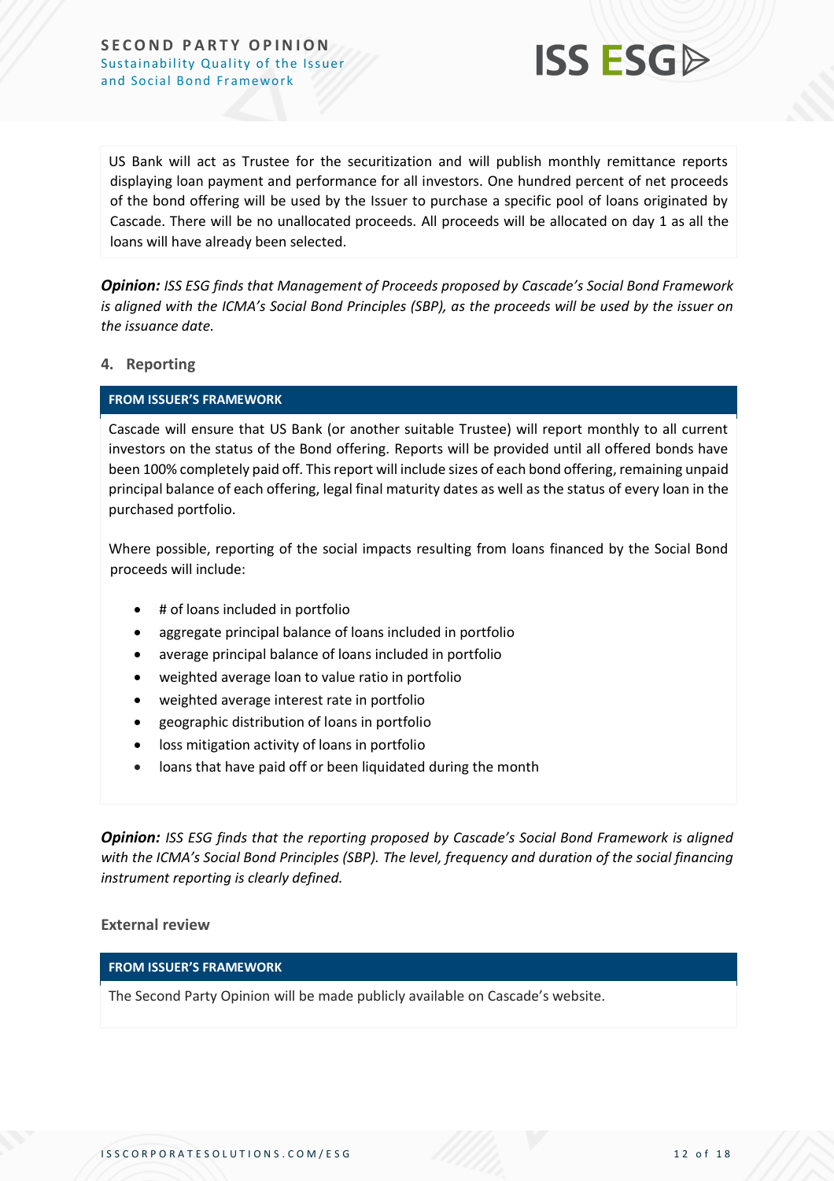US Bank will act as Trustee for the securitization and will publish monthly remittance reports displaying loan payment and performance for all investors. One hundred percent of net proceeds of the bond offering will be used by the Issuer to purchase a specific pool of loans originated by Cascade. There will be no unallocated proceeds. All proceeds will be allocated on day 1 as all the loans will have already been selected.

***Opinion:*** *ISS ESG finds that Management of Proceeds proposed by Cascade's Social Bond Framework is aligned with the ICMA's Social Bond Principles (SBP), as the proceeds will be used by the issuer on the issuance date.*

## 4. Reporting

**FROM ISSUER'S FRAMEWORK**

Cascade will ensure that US Bank (or another suitable Trustee) will report monthly to all current investors on the status of the Bond offering. Reports will be provided until all offered bonds have been 100% completely paid off. This report will include sizes of each bond offering, remaining unpaid principal balance of each offering, legal final maturity dates as well as the status of every loan in the purchased portfolio.

Where possible, reporting of the social impacts resulting from loans financed by the Social Bond proceeds will include:

- # of loans included in portfolio
- aggregate principal balance of loans included in portfolio
- average principal balance of loans included in portfolio
- weighted average loan to value ratio in portfolio
- weighted average interest rate in portfolio
- geographic distribution of loans in portfolio
- loss mitigation activity of loans in portfolio
- loans that have paid off or been liquidated during the month

***Opinion:*** *ISS ESG finds that the reporting proposed by Cascade's Social Bond Framework is aligned with the ICMA's Social Bond Principles (SBP). The level, frequency and duration of the social financing instrument reporting is clearly defined.*

### External review

**FROM ISSUER'S FRAMEWORK**

The Second Party Opinion will be made publicly available on Cascade's website.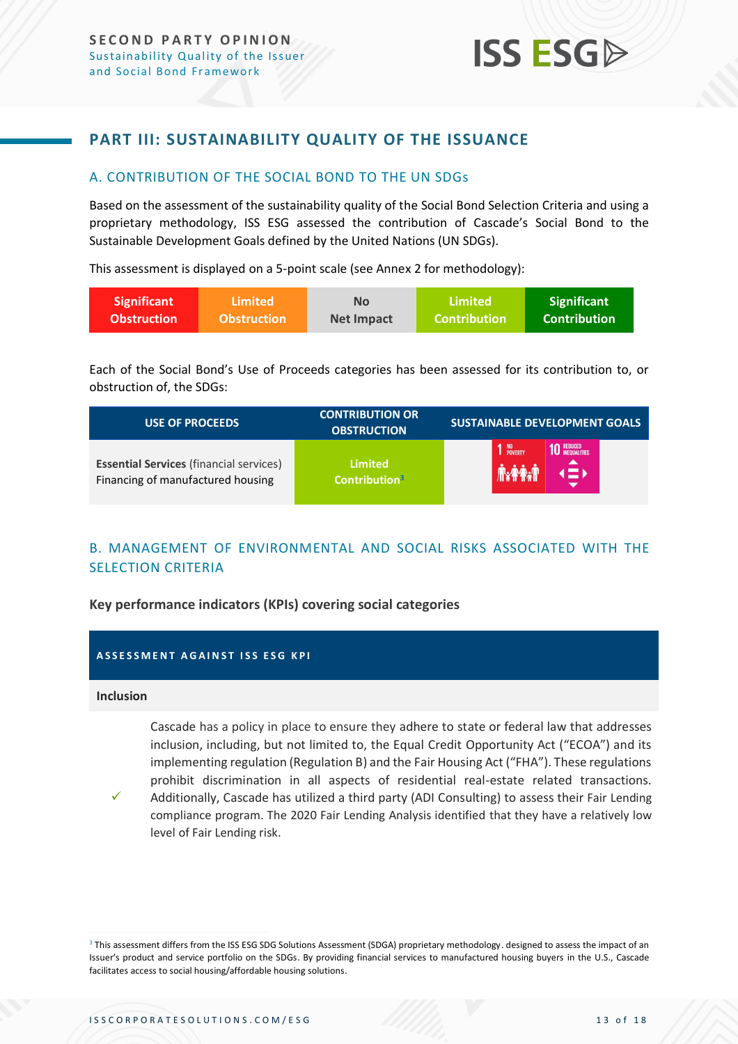## PART III: SUSTAINABILITY QUALITY OF THE ISSUANCE

### A. CONTRIBUTION OF THE SOCIAL BOND TO THE UN SDGs

Based on the assessment of the sustainability quality of the Social Bond Selection Criteria and using a proprietary methodology, ISS ESG assessed the contribution of Cascade's Social Bond to the Sustainable Development Goals defined by the United Nations (UN SDGs).

This assessment is displayed on a 5-point scale (see Annex 2 for methodology):

| Significant Obstruction | Limited Obstruction | No Net Impact | Limited Contribution | Significant Contribution |
|---|---|---|---|---|

Each of the Social Bond's Use of Proceeds categories has been assessed for its contribution to, or obstruction of, the SDGs:

| USE OF PROCEEDS | CONTRIBUTION OR OBSTRUCTION | SUSTAINABLE DEVELOPMENT GOALS |
|---|---|---|
| **Essential Services** (financial services) Financing of manufactured housing | Limited Contribution[3] | 1 No Poverty, 10 Reduced Inequalities |

### B. MANAGEMENT OF ENVIRONMENTAL AND SOCIAL RISKS ASSOCIATED WITH THE SELECTION CRITERIA

**Key performance indicators (KPIs) covering social categories**

| ASSESSMENT AGAINST ISS ESG KPI | |
|---|---|
| **Inclusion** | |
| ✓ | Cascade has a policy in place to ensure they adhere to state or federal law that addresses inclusion, including, but not limited to, the Equal Credit Opportunity Act ("ECOA") and its implementing regulation (Regulation B) and the Fair Housing Act ("FHA"). These regulations prohibit discrimination in all aspects of residential real-estate related transactions. Additionally, Cascade has utilized a third party (ADI Consulting) to assess their Fair Lending compliance program. The 2020 Fair Lending Analysis identified that they have a relatively low level of Fair Lending risk. |

[3] This assessment differs from the ISS ESG SDG Solutions Assessment (SDGA) proprietary methodology. designed to assess the impact of an Issuer's product and service portfolio on the SDGs. By providing financial services to manufactured housing buyers in the U.S., Cascade facilitates access to social housing/affordable housing solutions.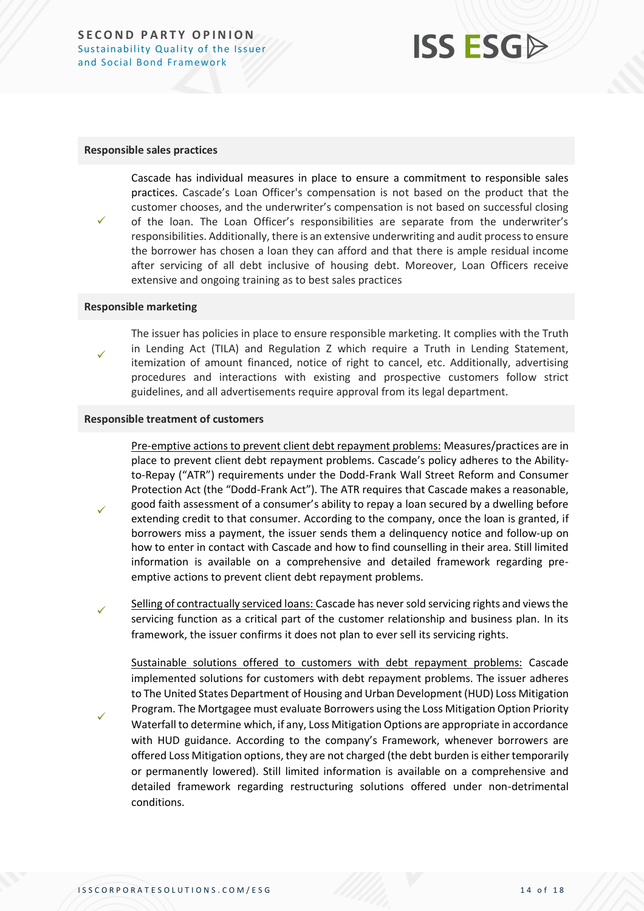**Responsible sales practices**

✓ Cascade has individual measures in place to ensure a commitment to responsible sales practices. Cascade's Loan Officer's compensation is not based on the product that the customer chooses, and the underwriter's compensation is not based on successful closing of the loan. The Loan Officer's responsibilities are separate from the underwriter's responsibilities. Additionally, there is an extensive underwriting and audit process to ensure the borrower has chosen a loan they can afford and that there is ample residual income after servicing of all debt inclusive of housing debt. Moreover, Loan Officers receive extensive and ongoing training as to best sales practices

**Responsible marketing**

✓ The issuer has policies in place to ensure responsible marketing. It complies with the Truth in Lending Act (TILA) and Regulation Z which require a Truth in Lending Statement, itemization of amount financed, notice of right to cancel, etc. Additionally, advertising procedures and interactions with existing and prospective customers follow strict guidelines, and all advertisements require approval from its legal department.

**Responsible treatment of customers**

✓ Pre-emptive actions to prevent client debt repayment problems: Measures/practices are in place to prevent client debt repayment problems. Cascade's policy adheres to the Ability-to-Repay ("ATR") requirements under the Dodd-Frank Wall Street Reform and Consumer Protection Act (the "Dodd-Frank Act"). The ATR requires that Cascade makes a reasonable, good faith assessment of a consumer's ability to repay a loan secured by a dwelling before extending credit to that consumer. According to the company, once the loan is granted, if borrowers miss a payment, the issuer sends them a delinquency notice and follow-up on how to enter in contact with Cascade and how to find counselling in their area. Still limited information is available on a comprehensive and detailed framework regarding pre-emptive actions to prevent client debt repayment problems.

✓ Selling of contractually serviced loans: Cascade has never sold servicing rights and views the servicing function as a critical part of the customer relationship and business plan. In its framework, the issuer confirms it does not plan to ever sell its servicing rights.

✓ Sustainable solutions offered to customers with debt repayment problems: Cascade implemented solutions for customers with debt repayment problems. The issuer adheres to The United States Department of Housing and Urban Development (HUD) Loss Mitigation Program. The Mortgagee must evaluate Borrowers using the Loss Mitigation Option Priority Waterfall to determine which, if any, Loss Mitigation Options are appropriate in accordance with HUD guidance. According to the company's Framework, whenever borrowers are offered Loss Mitigation options, they are not charged (the debt burden is either temporarily or permanently lowered). Still limited information is available on a comprehensive and detailed framework regarding restructuring solutions offered under non-detrimental conditions.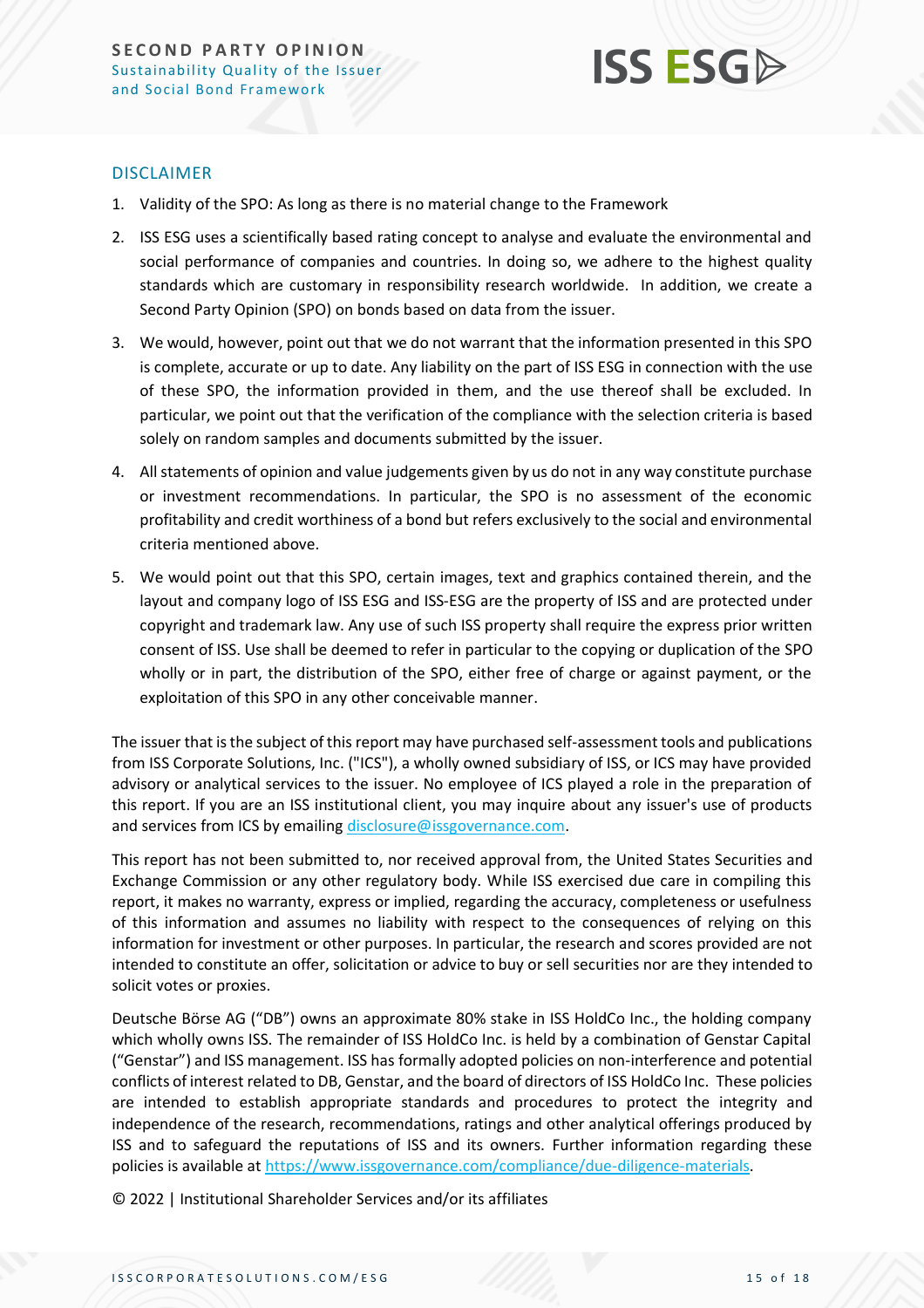## DISCLAIMER

1. Validity of the SPO: As long as there is no material change to the Framework
2. ISS ESG uses a scientifically based rating concept to analyse and evaluate the environmental and social performance of companies and countries. In doing so, we adhere to the highest quality standards which are customary in responsibility research worldwide. In addition, we create a Second Party Opinion (SPO) on bonds based on data from the issuer.
3. We would, however, point out that we do not warrant that the information presented in this SPO is complete, accurate or up to date. Any liability on the part of ISS ESG in connection with the use of these SPO, the information provided in them, and the use thereof shall be excluded. In particular, we point out that the verification of the compliance with the selection criteria is based solely on random samples and documents submitted by the issuer.
4. All statements of opinion and value judgements given by us do not in any way constitute purchase or investment recommendations. In particular, the SPO is no assessment of the economic profitability and credit worthiness of a bond but refers exclusively to the social and environmental criteria mentioned above.
5. We would point out that this SPO, certain images, text and graphics contained therein, and the layout and company logo of ISS ESG and ISS-ESG are the property of ISS and are protected under copyright and trademark law. Any use of such ISS property shall require the express prior written consent of ISS. Use shall be deemed to refer in particular to the copying or duplication of the SPO wholly or in part, the distribution of the SPO, either free of charge or against payment, or the exploitation of this SPO in any other conceivable manner.

The issuer that is the subject of this report may have purchased self-assessment tools and publications from ISS Corporate Solutions, Inc. ("ICS"), a wholly owned subsidiary of ISS, or ICS may have provided advisory or analytical services to the issuer. No employee of ICS played a role in the preparation of this report. If you are an ISS institutional client, you may inquire about any issuer's use of products and services from ICS by emailing disclosure@issgovernance.com.

This report has not been submitted to, nor received approval from, the United States Securities and Exchange Commission or any other regulatory body. While ISS exercised due care in compiling this report, it makes no warranty, express or implied, regarding the accuracy, completeness or usefulness of this information and assumes no liability with respect to the consequences of relying on this information for investment or other purposes. In particular, the research and scores provided are not intended to constitute an offer, solicitation or advice to buy or sell securities nor are they intended to solicit votes or proxies.

Deutsche Börse AG ("DB") owns an approximate 80% stake in ISS HoldCo Inc., the holding company which wholly owns ISS. The remainder of ISS HoldCo Inc. is held by a combination of Genstar Capital ("Genstar") and ISS management. ISS has formally adopted policies on non-interference and potential conflicts of interest related to DB, Genstar, and the board of directors of ISS HoldCo Inc. These policies are intended to establish appropriate standards and procedures to protect the integrity and independence of the research, recommendations, ratings and other analytical offerings produced by ISS and to safeguard the reputations of ISS and its owners. Further information regarding these policies is available at https://www.issgovernance.com/compliance/due-diligence-materials.

© 2022 | Institutional Shareholder Services and/or its affiliates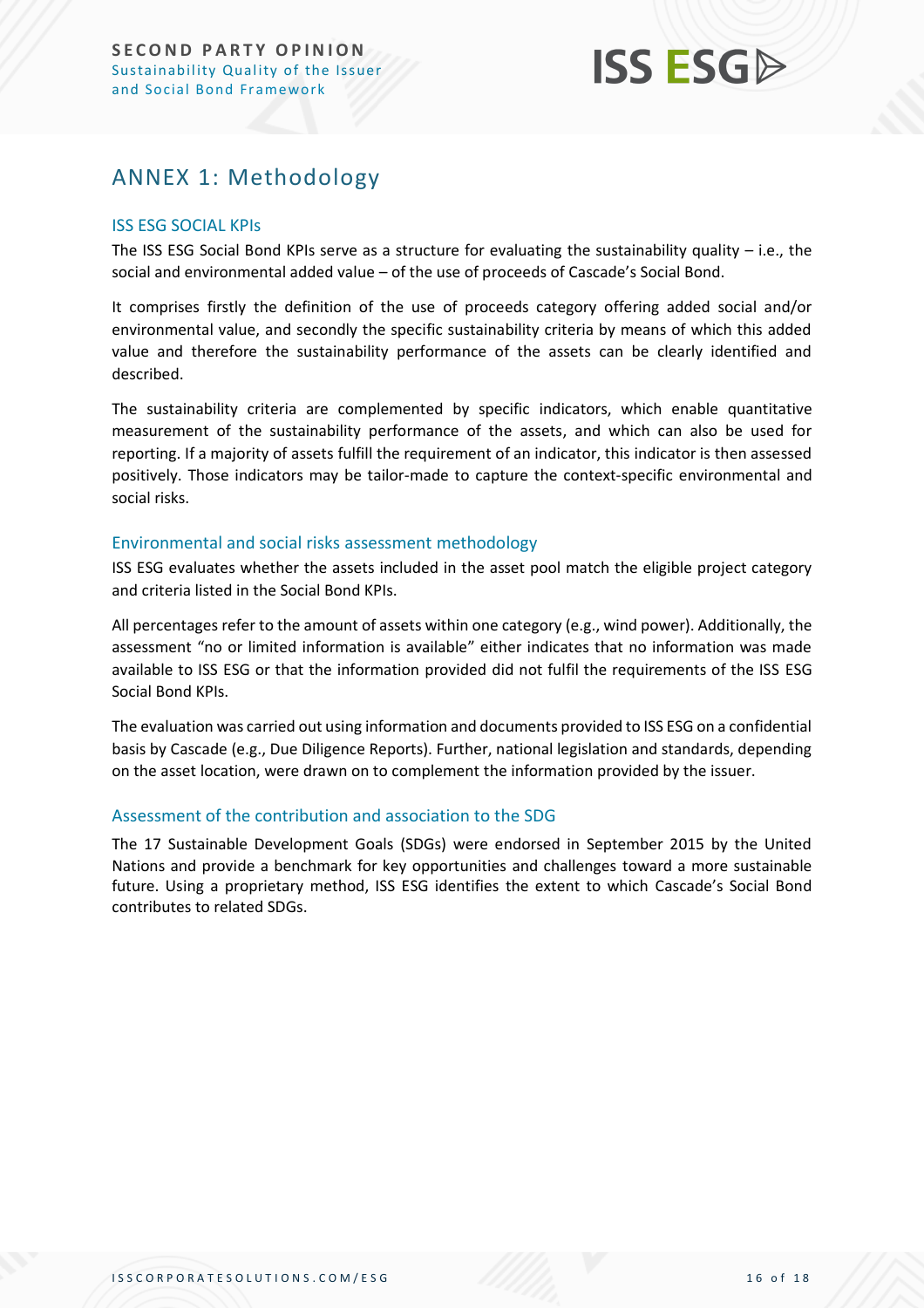# ANNEX 1: Methodology

## ISS ESG SOCIAL KPIs

The ISS ESG Social Bond KPIs serve as a structure for evaluating the sustainability quality – i.e., the social and environmental added value – of the use of proceeds of Cascade's Social Bond.

It comprises firstly the definition of the use of proceeds category offering added social and/or environmental value, and secondly the specific sustainability criteria by means of which this added value and therefore the sustainability performance of the assets can be clearly identified and described.

The sustainability criteria are complemented by specific indicators, which enable quantitative measurement of the sustainability performance of the assets, and which can also be used for reporting. If a majority of assets fulfill the requirement of an indicator, this indicator is then assessed positively. Those indicators may be tailor-made to capture the context-specific environmental and social risks.

## Environmental and social risks assessment methodology

ISS ESG evaluates whether the assets included in the asset pool match the eligible project category and criteria listed in the Social Bond KPIs.

All percentages refer to the amount of assets within one category (e.g., wind power). Additionally, the assessment "no or limited information is available" either indicates that no information was made available to ISS ESG or that the information provided did not fulfil the requirements of the ISS ESG Social Bond KPIs.

The evaluation was carried out using information and documents provided to ISS ESG on a confidential basis by Cascade (e.g., Due Diligence Reports). Further, national legislation and standards, depending on the asset location, were drawn on to complement the information provided by the issuer.

## Assessment of the contribution and association to the SDG

The 17 Sustainable Development Goals (SDGs) were endorsed in September 2015 by the United Nations and provide a benchmark for key opportunities and challenges toward a more sustainable future. Using a proprietary method, ISS ESG identifies the extent to which Cascade's Social Bond contributes to related SDGs.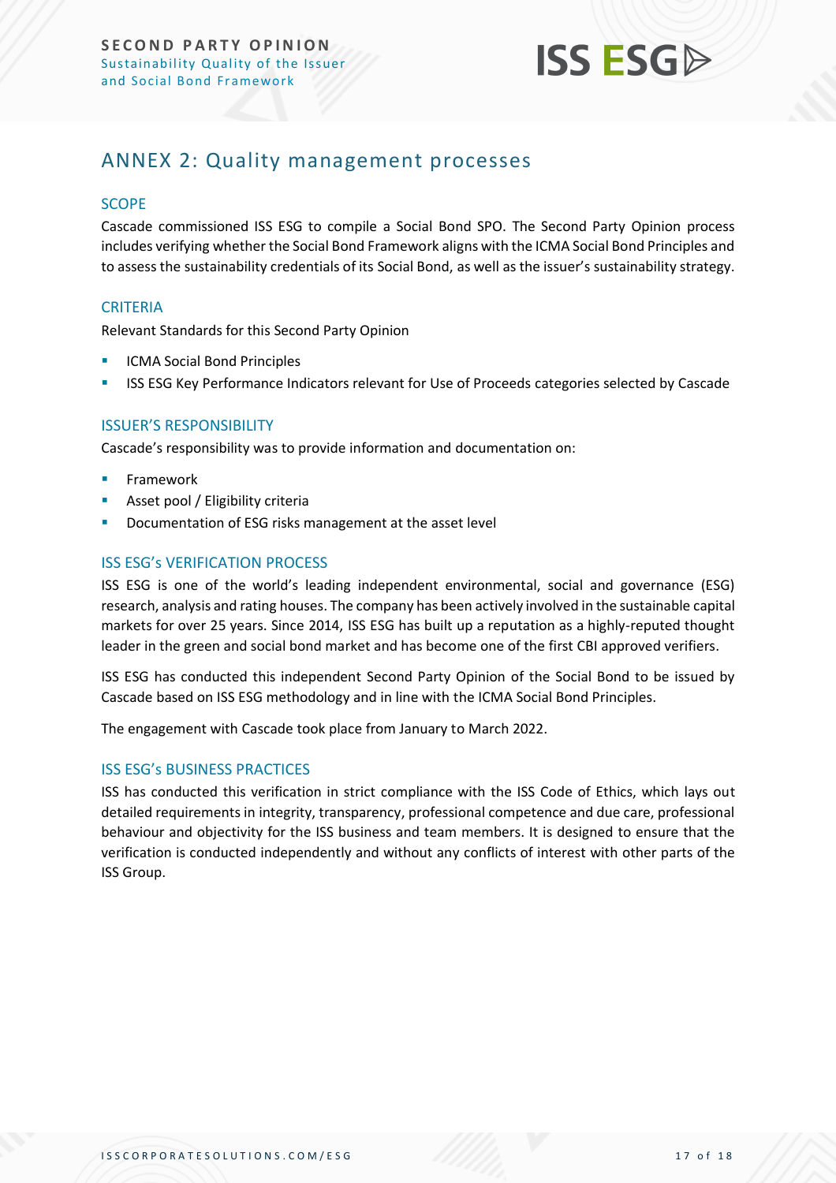## ANNEX 2: Quality management processes

### SCOPE

Cascade commissioned ISS ESG to compile a Social Bond SPO. The Second Party Opinion process includes verifying whether the Social Bond Framework aligns with the ICMA Social Bond Principles and to assess the sustainability credentials of its Social Bond, as well as the issuer's sustainability strategy.

### CRITERIA

Relevant Standards for this Second Party Opinion

- ICMA Social Bond Principles
- ISS ESG Key Performance Indicators relevant for Use of Proceeds categories selected by Cascade

### ISSUER'S RESPONSIBILITY

Cascade's responsibility was to provide information and documentation on:

- Framework
- Asset pool / Eligibility criteria
- Documentation of ESG risks management at the asset level

### ISS ESG's VERIFICATION PROCESS

ISS ESG is one of the world's leading independent environmental, social and governance (ESG) research, analysis and rating houses. The company has been actively involved in the sustainable capital markets for over 25 years. Since 2014, ISS ESG has built up a reputation as a highly-reputed thought leader in the green and social bond market and has become one of the first CBI approved verifiers.

ISS ESG has conducted this independent Second Party Opinion of the Social Bond to be issued by Cascade based on ISS ESG methodology and in line with the ICMA Social Bond Principles.

The engagement with Cascade took place from January to March 2022.

### ISS ESG's BUSINESS PRACTICES

ISS has conducted this verification in strict compliance with the ISS Code of Ethics, which lays out detailed requirements in integrity, transparency, professional competence and due care, professional behaviour and objectivity for the ISS business and team members. It is designed to ensure that the verification is conducted independently and without any conflicts of interest with other parts of the ISS Group.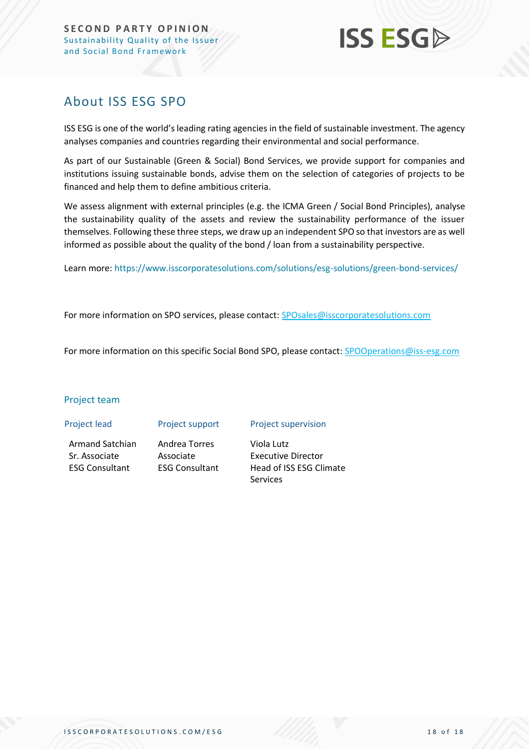## About ISS ESG SPO

ISS ESG is one of the world's leading rating agencies in the field of sustainable investment. The agency analyses companies and countries regarding their environmental and social performance.

As part of our Sustainable (Green & Social) Bond Services, we provide support for companies and institutions issuing sustainable bonds, advise them on the selection of categories of projects to be financed and help them to define ambitious criteria.

We assess alignment with external principles (e.g. the ICMA Green / Social Bond Principles), analyse the sustainability quality of the assets and review the sustainability performance of the issuer themselves. Following these three steps, we draw up an independent SPO so that investors are as well informed as possible about the quality of the bond / loan from a sustainability perspective.

Learn more: https://www.isscorporatesolutions.com/solutions/esg-solutions/green-bond-services/

For more information on SPO services, please contact: SPOsales@isscorporatesolutions.com

For more information on this specific Social Bond SPO, please contact: SPOOperations@iss-esg.com

### Project team

| Project lead | Project support | Project supervision |
|---|---|---|
| Armand Satchian<br>Sr. Associate<br>ESG Consultant | Andrea Torres<br>Associate<br>ESG Consultant | Viola Lutz<br>Executive Director<br>Head of ISS ESG Climate Services |